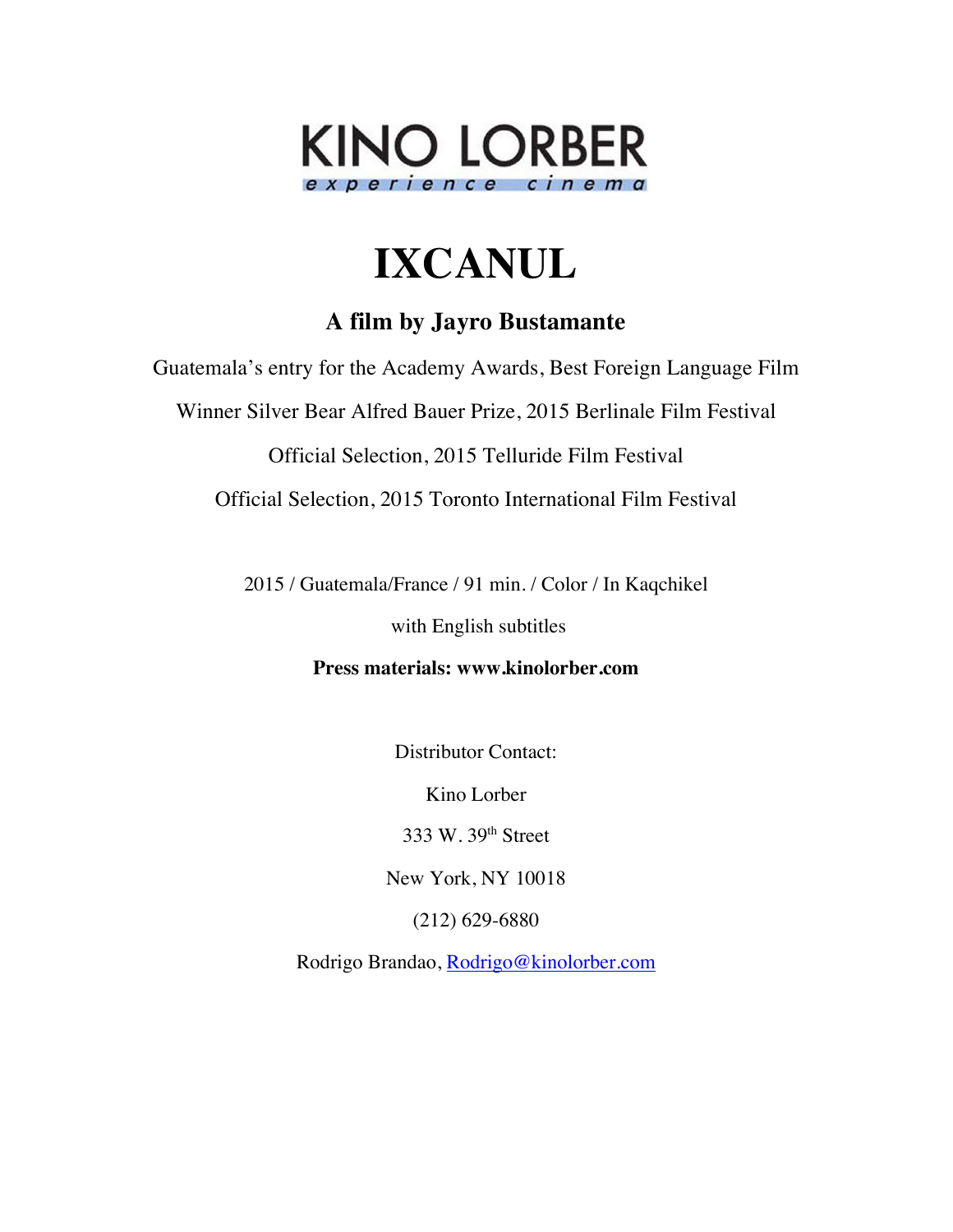KINO LORBER

*experience cinema*

# IXCANUL

## A film by Jayro Bustamante

Guatemala's entry for the Academy Awards, Best Foreign Language Film

Winner Silver Bear Alfred Bauer Prize, 2015 Berlinale Film Festival

Official Selection, 2015 Telluride Film Festival

Official Selection, 2015 Toronto International Film Festival

2015 / Guatemala/France / 91 min. / Color / In Kaqchikel

with English subtitles

**Press materials: www.kinolorber.com**

Distributor Contact:

Kino Lorber

333 W. 39th Street

New York, NY 10018

(212) 629-6880

Rodrigo Brandao, Rodrigo@kinolorber.com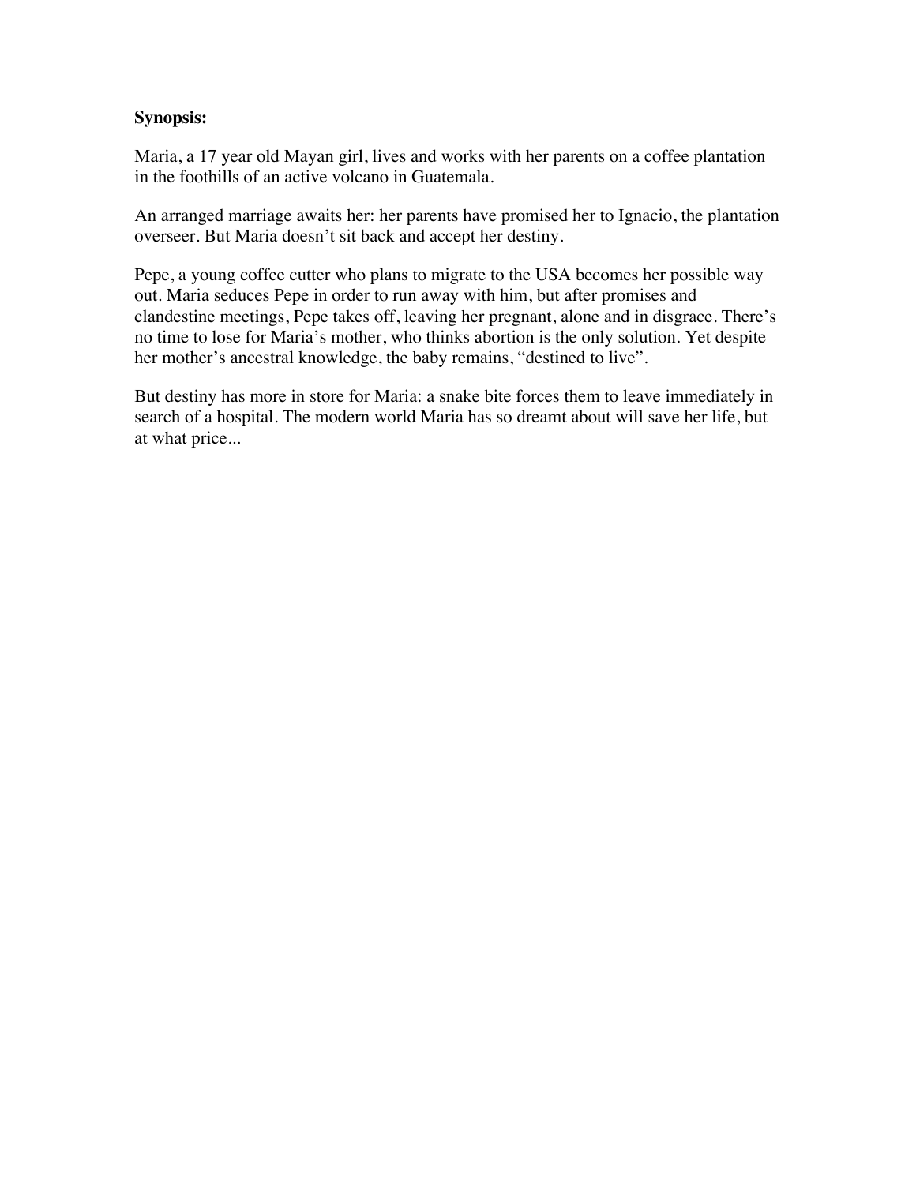**Synopsis:**

Maria, a 17 year old Mayan girl, lives and works with her parents on a coffee plantation in the foothills of an active volcano in Guatemala.

An arranged marriage awaits her: her parents have promised her to Ignacio, the plantation overseer. But Maria doesn't sit back and accept her destiny.

Pepe, a young coffee cutter who plans to migrate to the USA becomes her possible way out. Maria seduces Pepe in order to run away with him, but after promises and clandestine meetings, Pepe takes off, leaving her pregnant, alone and in disgrace. There's no time to lose for Maria's mother, who thinks abortion is the only solution. Yet despite her mother's ancestral knowledge, the baby remains, "destined to live".

But destiny has more in store for Maria: a snake bite forces them to leave immediately in search of a hospital. The modern world Maria has so dreamt about will save her life, but at what price...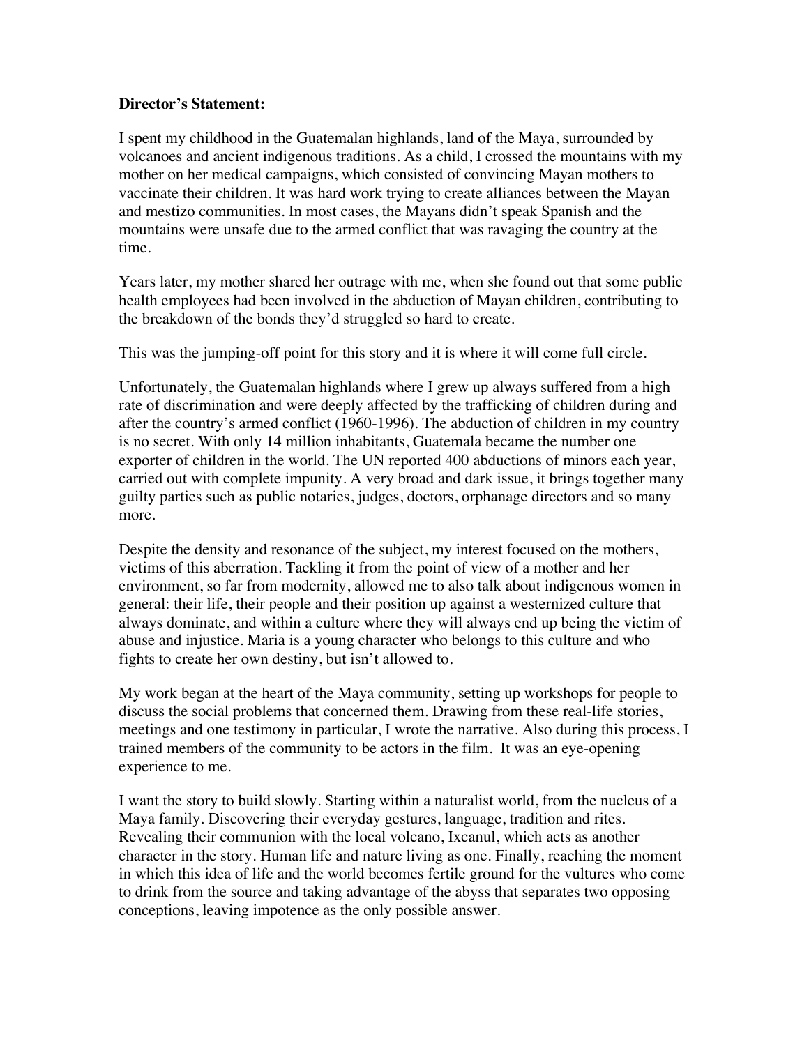**Director's Statement:**

I spent my childhood in the Guatemalan highlands, land of the Maya, surrounded by volcanoes and ancient indigenous traditions. As a child, I crossed the mountains with my mother on her medical campaigns, which consisted of convincing Mayan mothers to vaccinate their children. It was hard work trying to create alliances between the Mayan and mestizo communities. In most cases, the Mayans didn't speak Spanish and the mountains were unsafe due to the armed conflict that was ravaging the country at the time.

Years later, my mother shared her outrage with me, when she found out that some public health employees had been involved in the abduction of Mayan children, contributing to the breakdown of the bonds they'd struggled so hard to create.

This was the jumping-off point for this story and it is where it will come full circle.

Unfortunately, the Guatemalan highlands where I grew up always suffered from a high rate of discrimination and were deeply affected by the trafficking of children during and after the country's armed conflict (1960-1996). The abduction of children in my country is no secret. With only 14 million inhabitants, Guatemala became the number one exporter of children in the world. The UN reported 400 abductions of minors each year, carried out with complete impunity. A very broad and dark issue, it brings together many guilty parties such as public notaries, judges, doctors, orphanage directors and so many more.

Despite the density and resonance of the subject, my interest focused on the mothers, victims of this aberration. Tackling it from the point of view of a mother and her environment, so far from modernity, allowed me to also talk about indigenous women in general: their life, their people and their position up against a westernized culture that always dominate, and within a culture where they will always end up being the victim of abuse and injustice. Maria is a young character who belongs to this culture and who fights to create her own destiny, but isn't allowed to.

My work began at the heart of the Maya community, setting up workshops for people to discuss the social problems that concerned them. Drawing from these real-life stories, meetings and one testimony in particular, I wrote the narrative. Also during this process, I trained members of the community to be actors in the film. It was an eye-opening experience to me.

I want the story to build slowly. Starting within a naturalist world, from the nucleus of a Maya family. Discovering their everyday gestures, language, tradition and rites. Revealing their communion with the local volcano, Ixcanul, which acts as another character in the story. Human life and nature living as one. Finally, reaching the moment in which this idea of life and the world becomes fertile ground for the vultures who come to drink from the source and taking advantage of the abyss that separates two opposing conceptions, leaving impotence as the only possible answer.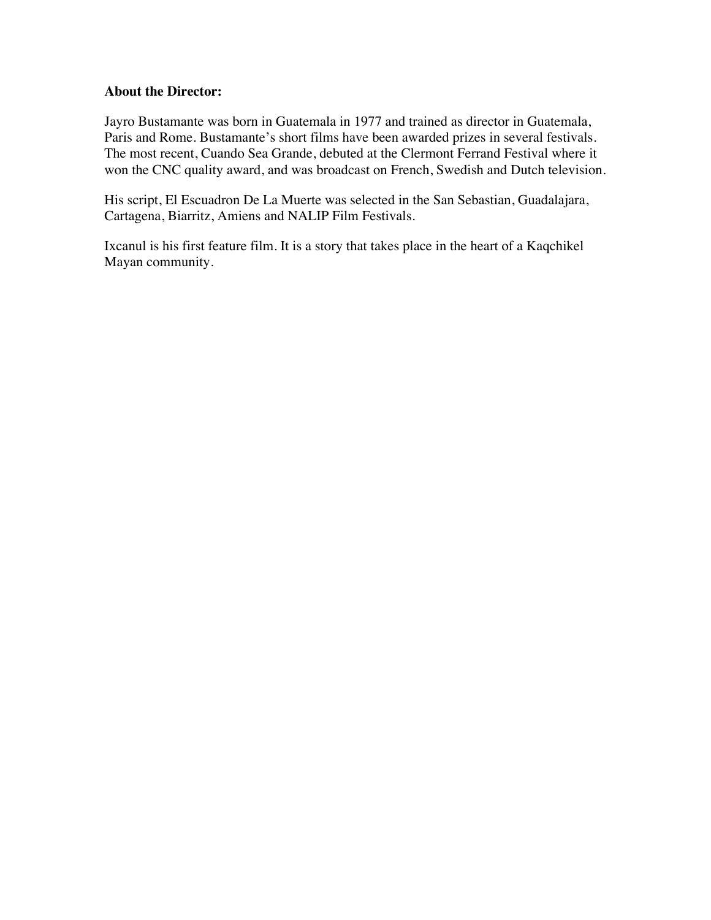**About the Director:**

Jayro Bustamante was born in Guatemala in 1977 and trained as director in Guatemala, Paris and Rome. Bustamante's short films have been awarded prizes in several festivals. The most recent, Cuando Sea Grande, debuted at the Clermont Ferrand Festival where it won the CNC quality award, and was broadcast on French, Swedish and Dutch television.

His script, El Escuadron De La Muerte was selected in the San Sebastian, Guadalajara, Cartagena, Biarritz, Amiens and NALIP Film Festivals.

Ixcanul is his first feature film. It is a story that takes place in the heart of a Kaqchikel Mayan community.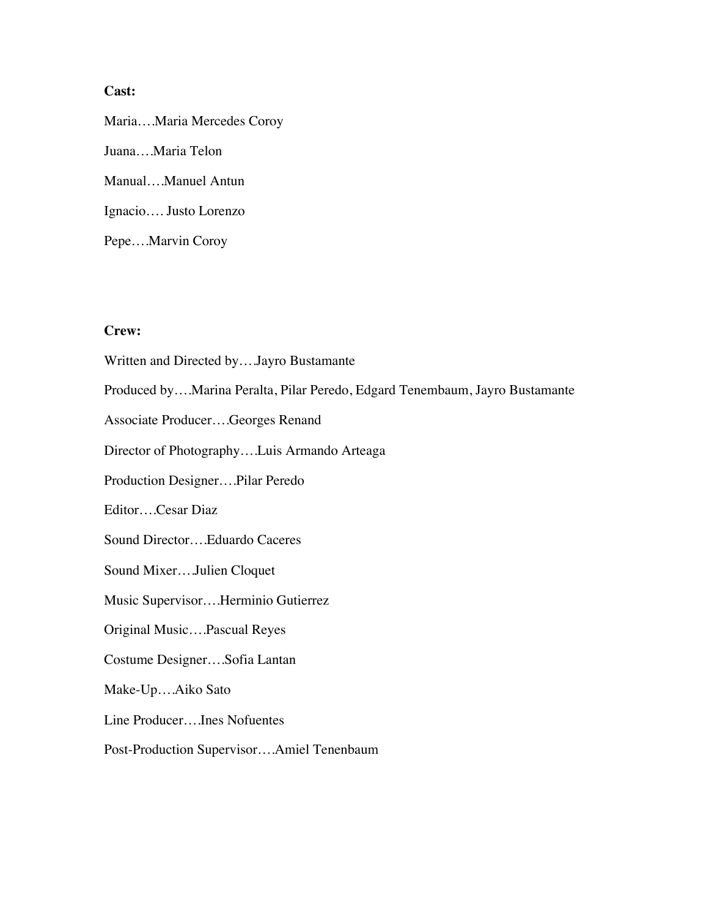**Cast:**

Maria….Maria Mercedes Coroy

Juana….Maria Telon

Manual….Manuel Antun

Ignacio…. Justo Lorenzo

Pepe….Marvin Coroy

**Crew:**

Written and Directed by….Jayro Bustamante

Produced by….Marina Peralta, Pilar Peredo, Edgard Tenembaum, Jayro Bustamante

Associate Producer….Georges Renand

Director of Photography….Luis Armando Arteaga

Production Designer….Pilar Peredo

Editor….Cesar Diaz

Sound Director….Eduardo Caceres

Sound Mixer….Julien Cloquet

Music Supervisor….Herminio Gutierrez

Original Music….Pascual Reyes

Costume Designer….Sofia Lantan

Make-Up….Aiko Sato

Line Producer….Ines Nofuentes

Post-Production Supervisor….Amiel Tenenbaum